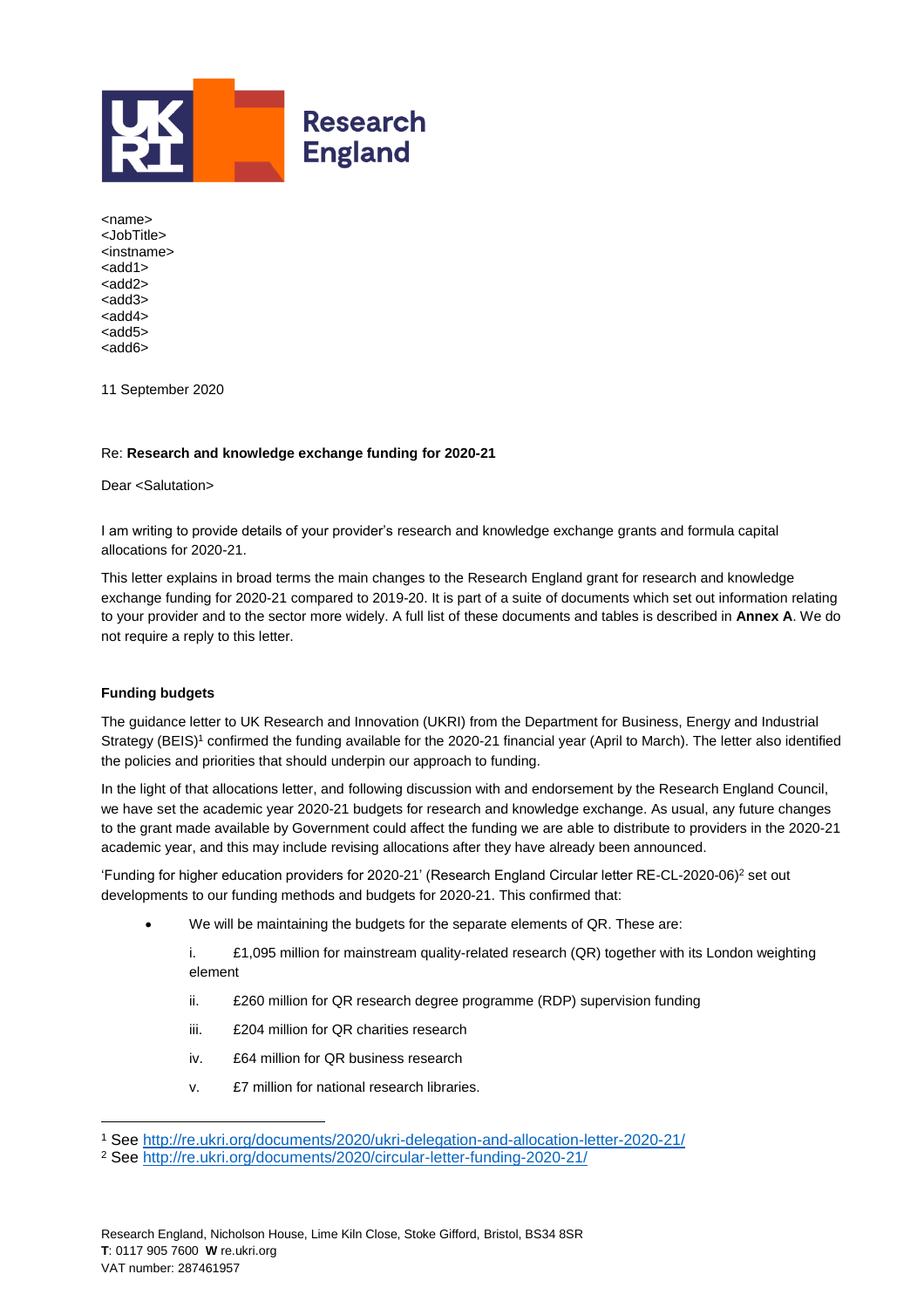Research England

<name>
<JobTitle>
<instname>
<add1>
<add2>
<add3>
<add4>
<add5>
<add6>

11 September 2020

Re: **Research and knowledge exchange funding for 2020-21**

Dear <Salutation>

I am writing to provide details of your provider's research and knowledge exchange grants and formula capital allocations for 2020-21.

This letter explains in broad terms the main changes to the Research England grant for research and knowledge exchange funding for 2020-21 compared to 2019-20. It is part of a suite of documents which set out information relating to your provider and to the sector more widely. A full list of these documents and tables is described in **Annex A**. We do not require a reply to this letter.

### Funding budgets

The guidance letter to UK Research and Innovation (UKRI) from the Department for Business, Energy and Industrial Strategy (BEIS)[1] confirmed the funding available for the 2020-21 financial year (April to March). The letter also identified the policies and priorities that should underpin our approach to funding.

In the light of that allocations letter, and following discussion with and endorsement by the Research England Council, we have set the academic year 2020-21 budgets for research and knowledge exchange. As usual, any future changes to the grant made available by Government could affect the funding we are able to distribute to providers in the 2020-21 academic year, and this may include revising allocations after they have already been announced.

'Funding for higher education providers for 2020-21' (Research England Circular letter RE-CL-2020-06)[2] set out developments to our funding methods and budgets for 2020-21. This confirmed that:

- We will be maintaining the budgets for the separate elements of QR. These are:

  i. £1,095 million for mainstream quality-related research (QR) together with its London weighting element

  ii. £260 million for QR research degree programme (RDP) supervision funding

  iii. £204 million for QR charities research

  iv. £64 million for QR business research

  v. £7 million for national research libraries.

---

[1] See http://re.ukri.org/documents/2020/ukri-delegation-and-allocation-letter-2020-21/

[2] See http://re.ukri.org/documents/2020/circular-letter-funding-2020-21/

Research England, Nicholson House, Lime Kiln Close, Stoke Gifford, Bristol, BS34 8SR
**T**: 0117 905 7600 **W** re.ukri.org
VAT number: 287461957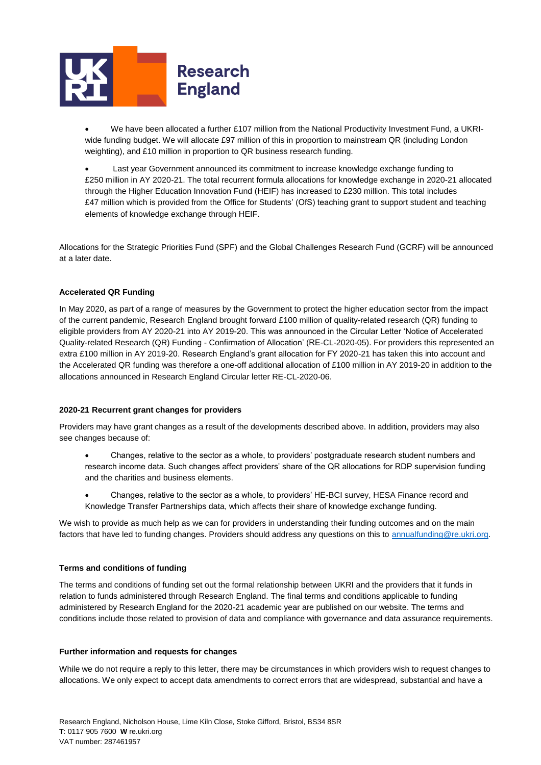- We have been allocated a further £107 million from the National Productivity Investment Fund, a UKRI-wide funding budget. We will allocate £97 million of this in proportion to mainstream QR (including London weighting), and £10 million in proportion to QR business research funding.

- Last year Government announced its commitment to increase knowledge exchange funding to £250 million in AY 2020-21. The total recurrent formula allocations for knowledge exchange in 2020-21 allocated through the Higher Education Innovation Fund (HEIF) has increased to £230 million. This total includes £47 million which is provided from the Office for Students' (OfS) teaching grant to support student and teaching elements of knowledge exchange through HEIF.

Allocations for the Strategic Priorities Fund (SPF) and the Global Challenges Research Fund (GCRF) will be announced at a later date.

**Accelerated QR Funding**

In May 2020, as part of a range of measures by the Government to protect the higher education sector from the impact of the current pandemic, Research England brought forward £100 million of quality-related research (QR) funding to eligible providers from AY 2020-21 into AY 2019-20. This was announced in the Circular Letter 'Notice of Accelerated Quality-related Research (QR) Funding - Confirmation of Allocation' (RE-CL-2020-05). For providers this represented an extra £100 million in AY 2019-20. Research England's grant allocation for FY 2020-21 has taken this into account and the Accelerated QR funding was therefore a one-off additional allocation of £100 million in AY 2019-20 in addition to the allocations announced in Research England Circular letter RE-CL-2020-06.

**2020-21 Recurrent grant changes for providers**

Providers may have grant changes as a result of the developments described above. In addition, providers may also see changes because of:

- Changes, relative to the sector as a whole, to providers' postgraduate research student numbers and research income data. Such changes affect providers' share of the QR allocations for RDP supervision funding and the charities and business elements.

- Changes, relative to the sector as a whole, to providers' HE-BCI survey, HESA Finance record and Knowledge Transfer Partnerships data, which affects their share of knowledge exchange funding.

We wish to provide as much help as we can for providers in understanding their funding outcomes and on the main factors that have led to funding changes. Providers should address any questions on this to annualfunding@re.ukri.org.

**Terms and conditions of funding**

The terms and conditions of funding set out the formal relationship between UKRI and the providers that it funds in relation to funds administered through Research England. The final terms and conditions applicable to funding administered by Research England for the 2020-21 academic year are published on our website. The terms and conditions include those related to provision of data and compliance with governance and data assurance requirements.

**Further information and requests for changes**

While we do not require a reply to this letter, there may be circumstances in which providers wish to request changes to allocations. We only expect to accept data amendments to correct errors that are widespread, substantial and have a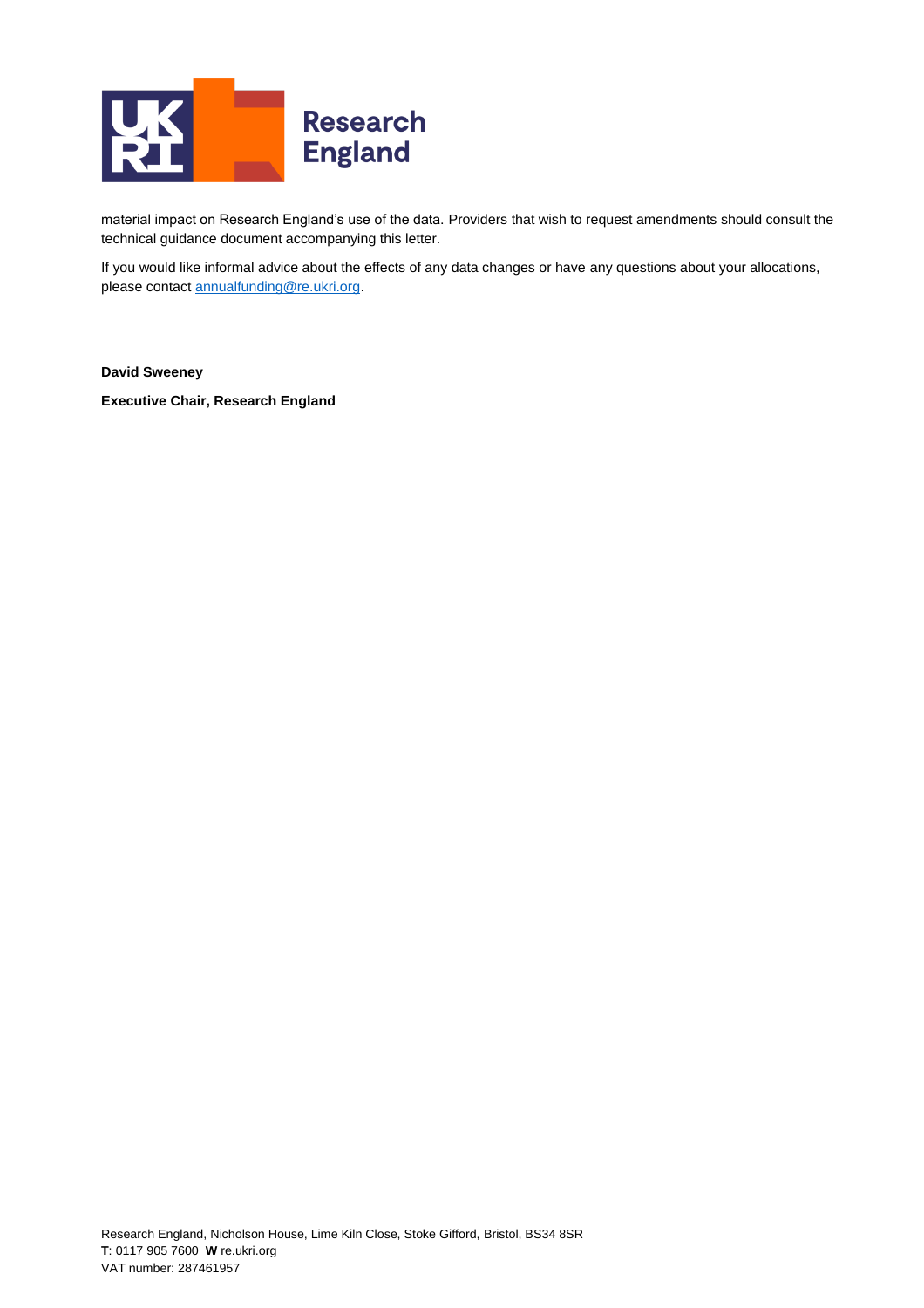material impact on Research England's use of the data. Providers that wish to request amendments should consult the technical guidance document accompanying this letter.

If you would like informal advice about the effects of any data changes or have any questions about your allocations, please contact annualfunding@re.ukri.org.

**David Sweeney**

**Executive Chair, Research England**

Research England, Nicholson House, Lime Kiln Close, Stoke Gifford, Bristol, BS34 8SR
**T**: 0117 905 7600 **W** re.ukri.org
VAT number: 287461957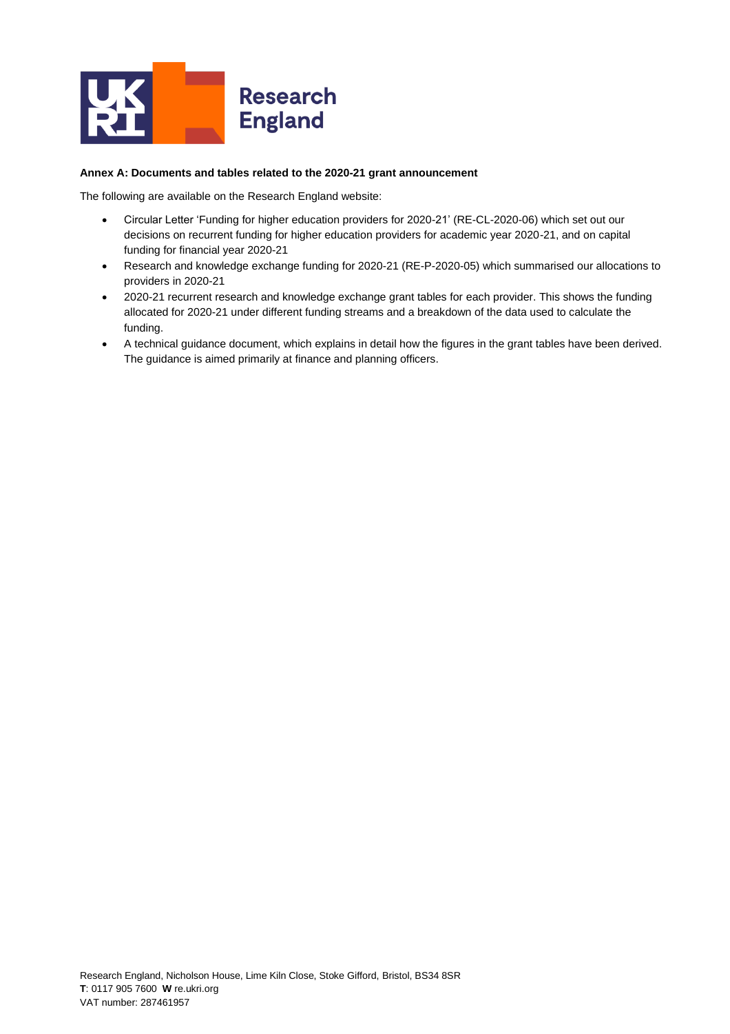**Annex A: Documents and tables related to the 2020-21 grant announcement**

The following are available on the Research England website:

- Circular Letter 'Funding for higher education providers for 2020-21' (RE-CL-2020-06) which set out our decisions on recurrent funding for higher education providers for academic year 2020-21, and on capital funding for financial year 2020-21
- Research and knowledge exchange funding for 2020-21 (RE-P-2020-05) which summarised our allocations to providers in 2020-21
- 2020-21 recurrent research and knowledge exchange grant tables for each provider. This shows the funding allocated for 2020-21 under different funding streams and a breakdown of the data used to calculate the funding.
- A technical guidance document, which explains in detail how the figures in the grant tables have been derived. The guidance is aimed primarily at finance and planning officers.

Research England, Nicholson House, Lime Kiln Close, Stoke Gifford, Bristol, BS34 8SR
**T**: 0117 905 7600 **W** re.ukri.org
VAT number: 287461957